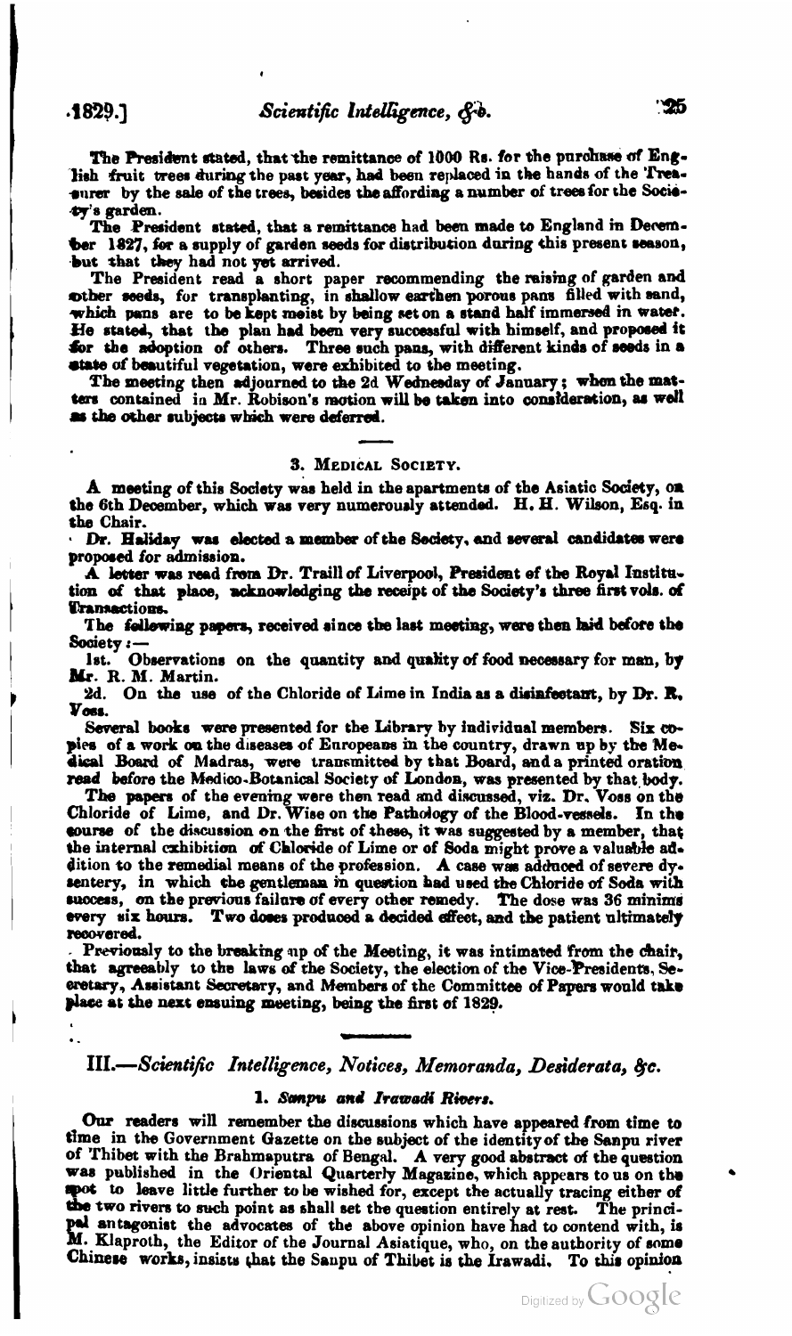The President stated, that the remittance of 1000 Rs. for the purchase of English fruit trees during the past year, had been replaced in the hands of the Treasurer by the sale of the trees, besides the affording a number of trees for the Society's garden.

The President stated, that a remittance had been made to England in December 1827, for a supply of garden seeds for distribution during this present season, but that they had not yet arrived.

The President read a short paper recommending the raising of garden and other seeds, for transplanting, in shallow earthen porous pans filled with sand, which pans are to be kept moist by being set on a stand half immersed in water. He stated, that the plan had been very successful with himself, and proposed it for the adoption of others. Three such pans, with different kinds of seeds in a state of beautiful vegetation, were exhibited to the meeting.

The meeting then adjourned to the 2d Wednesday of January; when the matters contained in Mr. Robison's motion will be taken into consideration, as well as the other subjects which were deferred.

### 3. Medical Society.

A meeting of this Society was held in the apartments of the Asiatic Society, on the 6th December, which was very numerously attended. H. H. Wilson, Esq. in the Chair.

*Dr. Haliday* was elected a member of the Society, and several candidates were proposed for admission.

A letter was read from Dr. Traill of Liverpool, President of the Royal Institution of that place, acknowledging the receipt of the Society's three first vols. of Transactions.

The following papers, received since the last meeting, were then laid before the Society:—

1st. Observations on the quantity and quality of food necessary for man, by Mr. R. M. Martin.

2d. On the use of the Chloride of Lime in India as a disinfectant, by Dr. R. Voss.

Several books were presented for the Library by individual members. Six copies of a work on the diseases of Europeans in the country, drawn up by the Medical Board of Madras, were transmitted by that Board, and a printed oration read before the Medico-Botanical Society of London, was presented by that body.

The papers of the evening were then read and discussed, viz. Dr. Voss on the Chloride of Lime, and Dr. Wise on the Pathology of the Blood-vessels. In the course of the discussion on the first of these, it was suggested by a member, that the internal exhibition of Chloride of Lime or of Soda might prove a valuable addition to the remedial means of the profession. A case was adduced of severe dysentery, in which the gentleman in question had used the Chloride of Soda with success, on the previous failure of every other remedy. The dose was 36 minims every six hours. Two doses produced a decided effect, and the patient ultimately recovered.

Previously to the breaking up of the Meeting, it was intimated from the chair, that agreeably to the laws of the Society, the election of the Vice-Presidents, Secretary, Assistant Secretary, and Members of the Committee of Papers would take place at the next ensuing meeting, being the first of 1829.

## III.—*Scientific Intelligence, Notices, Memoranda, Desiderata, &c.*

### 1. *Sanpu and Irawadi Rivers.*

Our readers will remember the discussions which have appeared from time to time in the Government Gazette on the subject of the identity of the Sanpu river of Thibet with the Brahmaputra of Bengal. A very good abstract of the question was published in the Oriental Quarterly Magazine, which appears to us on the spot to leave little further to be wished for, except the actually tracing either of the two rivers to such point as shall set the question entirely at rest. The principal antagonist the advocates of the above opinion have had to contend with, is M. Klaproth, the Editor of the Journal Asiatique, who, on the authority of some Chinese works, insists that the Sanpu of Thibet is the Irawadi. To this opinion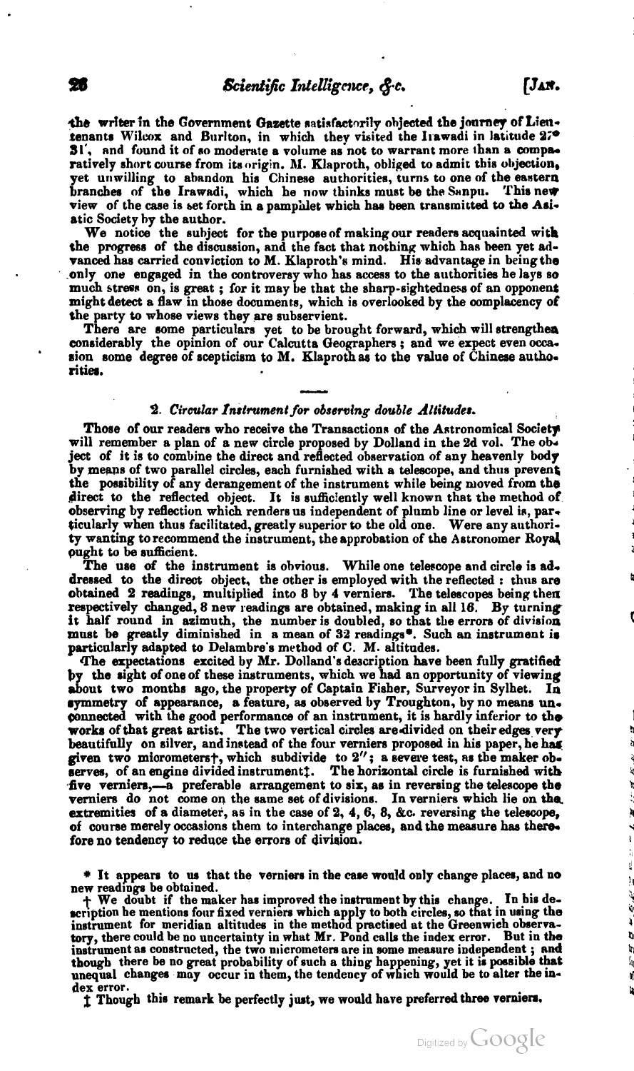the writer in the Government Gazette satisfactorily objected the journey of Lieutenants Wilcox and Burlton, in which they visited the Irawadi in latitude 27° 31′, and found it of so moderate a volume as not to warrant more than a comparatively short course from its origin. M. Klaproth, obliged to admit this objection, yet unwilling to abandon his Chinese authorities, turns to one of the eastern branches of the Irawadi, which he now thinks must be the Sanpu. This new view of the case is set forth in a pamphlet which has been transmitted to the Asiatic Society by the author.

We notice the subject for the purpose of making our readers acquainted with the progress of the discussion, and the fact that nothing which has been yet advanced has carried conviction to M. Klaproth's mind. His advantage in being the only one engaged in the controversy who has access to the authorities he lays so much stress on, is great; for it may be that the sharp-sightedness of an opponent might detect a flaw in those documents, which is overlooked by the complacency of the party to whose views they are subservient.

There are some particulars yet to be brought forward, which will strengthen considerably the opinion of our Calcutta Geographers; and we expect even occasion some degree of scepticism to M. Klaproth as to the value of Chinese authorities.

## 2. *Circular Instrument for observing double Altitudes.*

Those of our readers who receive the Transactions of the Astronomical Society will remember a plan of a new circle proposed by Dolland in the 2d vol. The object of it is to combine the direct and reflected observation of any heavenly body by means of two parallel circles, each furnished with a telescope, and thus prevent the possibility of any derangement of the instrument while being moved from the direct to the reflected object. It is sufficiently well known that the method of observing by reflection which renders us independent of plumb line or level is, particularly when thus facilitated, greatly superior to the old one. Were any authority wanting to recommend the instrument, the approbation of the Astronomer Royal ought to be sufficient.

The use of the instrument is obvious. While one telescope and circle is addressed to the direct object, the other is employed with the reflected: thus are obtained 2 readings, multiplied into 8 by 4 verniers. The telescopes being then respectively changed, 8 new readings are obtained, making in all 16. By turning it half round in azimuth, the number is doubled, so that the errors of division must be greatly diminished in a mean of 32 readings*. Such an instrument is particularly adapted to Delambre's method of C. M. altitudes.

The expectations excited by Mr. Dolland's description have been fully gratified by the sight of one of these instruments, which we had an opportunity of viewing about two months ago, the property of Captain Fisher, Surveyor in Sylhet. In symmetry of appearance, a feature, as observed by Troughton, by no means unconnected with the good performance of an instrument, it is hardly inferior to the works of that great artist. The two vertical circles are divided on their edges very beautifully on silver, and instead of the four verniers proposed in his paper, he has given two micrometers†, which subdivide to 2″; a severe test, as the maker observes, of an engine divided instrument‡. The horizontal circle is furnished with five verniers,—a preferable arrangement to six, as in reversing the telescope the verniers do not come on the same set of divisions. In verniers which lie on the extremities of a diameter, as in the case of 2, 4, 6, 8, &c. reversing the telescope, of course merely occasions them to interchange places, and the measure has therefore no tendency to reduce the errors of division.

* It appears to us that the verniers in the case would only change places, and no new readings be obtained.

† We doubt if the maker has improved the instrument by this change. In his description he mentions four fixed verniers which apply to both circles, so that in using the instrument for meridian altitudes in the method practised at the Greenwich observatory, there could be no uncertainty in what Mr. Pond calls the index error. But in the instrument as constructed, the two micrometers are in some measure independent; and though there be no great probability of such a thing happening, yet it is possible that unequal changes may occur in them, the tendency of which would be to alter the index error.

‡ Though this remark be perfectly just, we would have preferred three verniers.